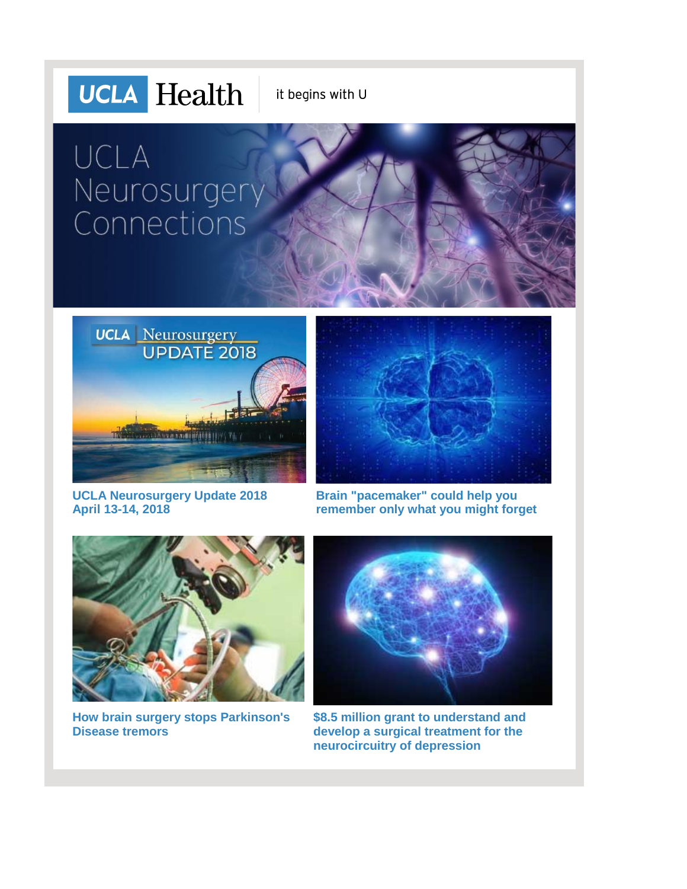UCLA Health | it begins with U

# UCLA Neurosurgery Connections

**UCLA Neurosurgery Update 2018**
**April 13-14, 2018**

**Brain "pacemaker" could help you remember only what you might forget**

**How brain surgery stops Parkinson's Disease tremors**

**$8.5 million grant to understand and develop a surgical treatment for the neurocircuitry of depression**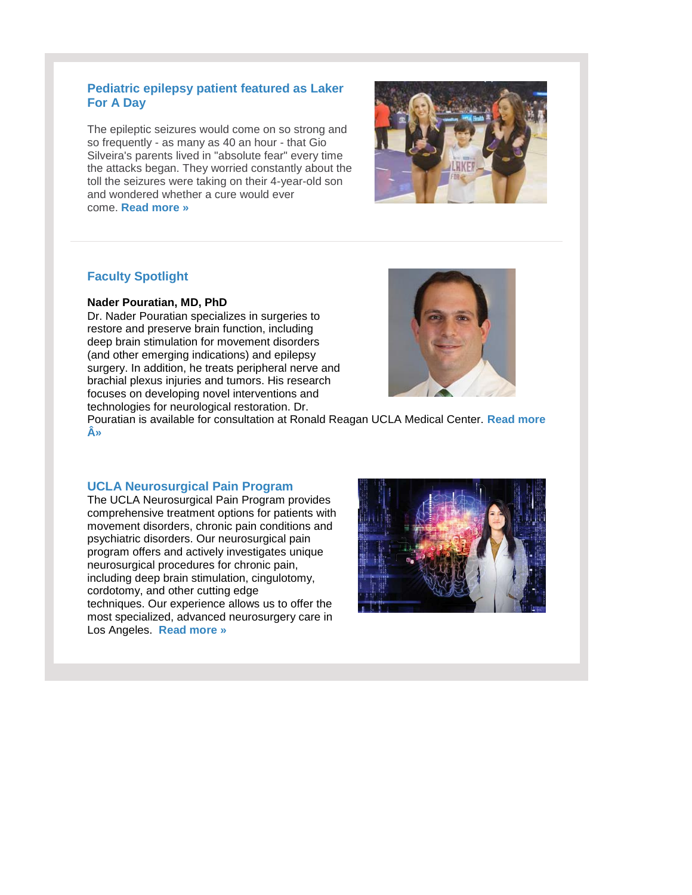## Pediatric epilepsy patient featured as Laker For A Day

The epileptic seizures would come on so strong and so frequently - as many as 40 an hour - that Gio Silveira's parents lived in "absolute fear" every time the attacks began. They worried constantly about the toll the seizures were taking on their 4-year-old son and wondered whether a cure would ever come. **Read more »**

---

## Faculty Spotlight

**Nader Pouratian, MD, PhD**
Dr. Nader Pouratian specializes in surgeries to restore and preserve brain function, including deep brain stimulation for movement disorders (and other emerging indications) and epilepsy surgery. In addition, he treats peripheral nerve and brachial plexus injuries and tumors. His research focuses on developing novel interventions and technologies for neurological restoration. Dr. Pouratian is available for consultation at Ronald Reagan UCLA Medical Center. **Read more Â»**

## UCLA Neurosurgical Pain Program

The UCLA Neurosurgical Pain Program provides comprehensive treatment options for patients with movement disorders, chronic pain conditions and psychiatric disorders. Our neurosurgical pain program offers and actively investigates unique neurosurgical procedures for chronic pain, including deep brain stimulation, cingulotomy, cordotomy, and other cutting edge techniques. Our experience allows us to offer the most specialized, advanced neurosurgery care in Los Angeles. **Read more »**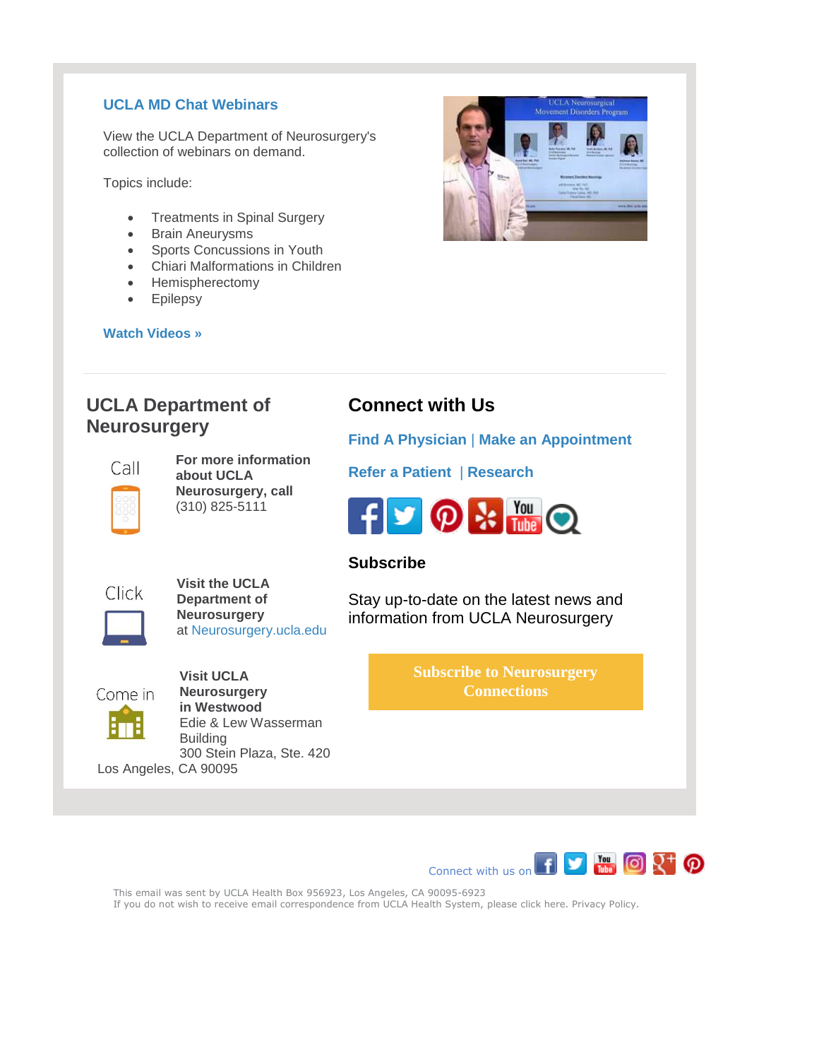## UCLA MD Chat Webinars

View the UCLA Department of Neurosurgery's collection of webinars on demand.

Topics include:

- Treatments in Spinal Surgery
- Brain Aneurysms
- Sports Concussions in Youth
- Chiari Malformations in Children
- Hemispherectomy
- Epilepsy

**Watch Videos »**

## UCLA Department of Neurosurgery

Call

**For more information about UCLA Neurosurgery, call**
(310) 825-5111

Click

**Visit the UCLA Department of Neurosurgery**
at Neurosurgery.ucla.edu

Come in

**Visit UCLA Neurosurgery in Westwood**
Edie & Lew Wasserman Building
300 Stein Plaza, Ste. 420
Los Angeles, CA 90095

## Connect with Us

**Find A Physician** | **Make an Appointment**

**Refer a Patient** | **Research**

### Subscribe

Stay up-to-date on the latest news and information from UCLA Neurosurgery

**Subscribe to Neurosurgery Connections**

Connect with us on

This email was sent by UCLA Health Box 956923, Los Angeles, CA 90095-6923
If you do not wish to receive email correspondence from UCLA Health System, please click here. Privacy Policy.